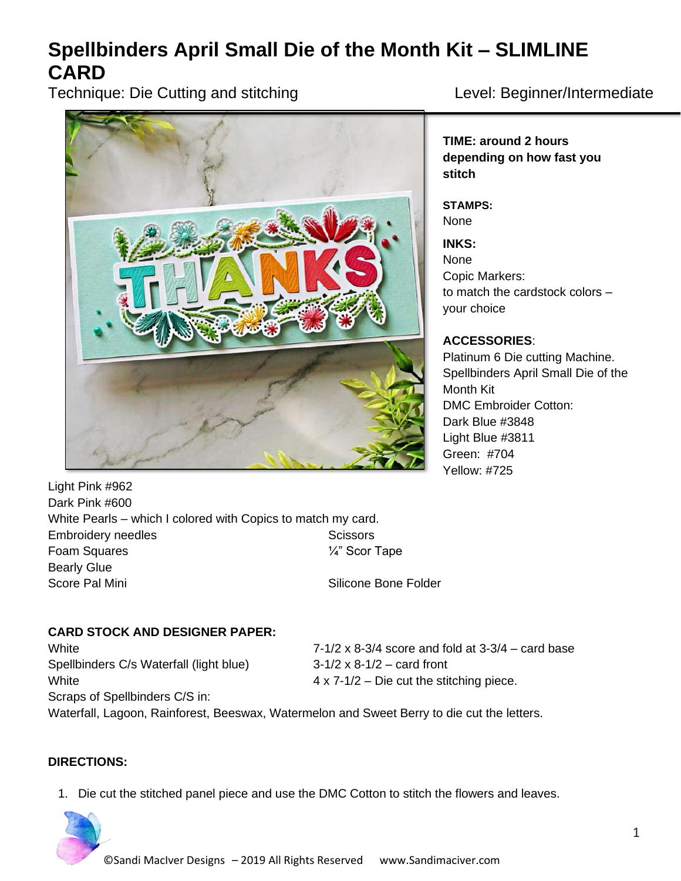# Spellbinders April Small Die of the Month Kit – SLIMLINE CARD

Technique: Die Cutting and stitching

Level: Beginner/Intermediate

**TIME: around 2 hours depending on how fast you stitch**

**STAMPS:**
None

**INKS:**
None
Copic Markers:
to match the cardstock colors – your choice

**ACCESSORIES**:
Platinum 6 Die cutting Machine.
Spellbinders April Small Die of the Month Kit
DMC Embroider Cotton:
Dark Blue #3848
Light Blue #3811
Green: #704
Yellow: #725
Light Pink #962
Dark Pink #600
White Pearls – which I colored with Copics to match my card.
Embroidery needles
Scissors
Foam Squares
¼" Scor Tape
Bearly Glue
Score Pal Mini
Silicone Bone Folder

**CARD STOCK AND DESIGNER PAPER:**

White — 7-1/2 x 8-3/4 score and fold at 3-3/4 – card base
Spellbinders C/s Waterfall (light blue) — 3-1/2 x 8-1/2 – card front
White — 4 x 7-1/2 – Die cut the stitching piece.
Scraps of Spellbinders C/S in:
Waterfall, Lagoon, Rainforest, Beeswax, Watermelon and Sweet Berry to die cut the letters.

**DIRECTIONS:**

1. Die cut the stitched panel piece and use the DMC Cotton to stitch the flowers and leaves.

©Sandi MacIver Designs – 2019 All Rights Reserved www.Sandimaciver.com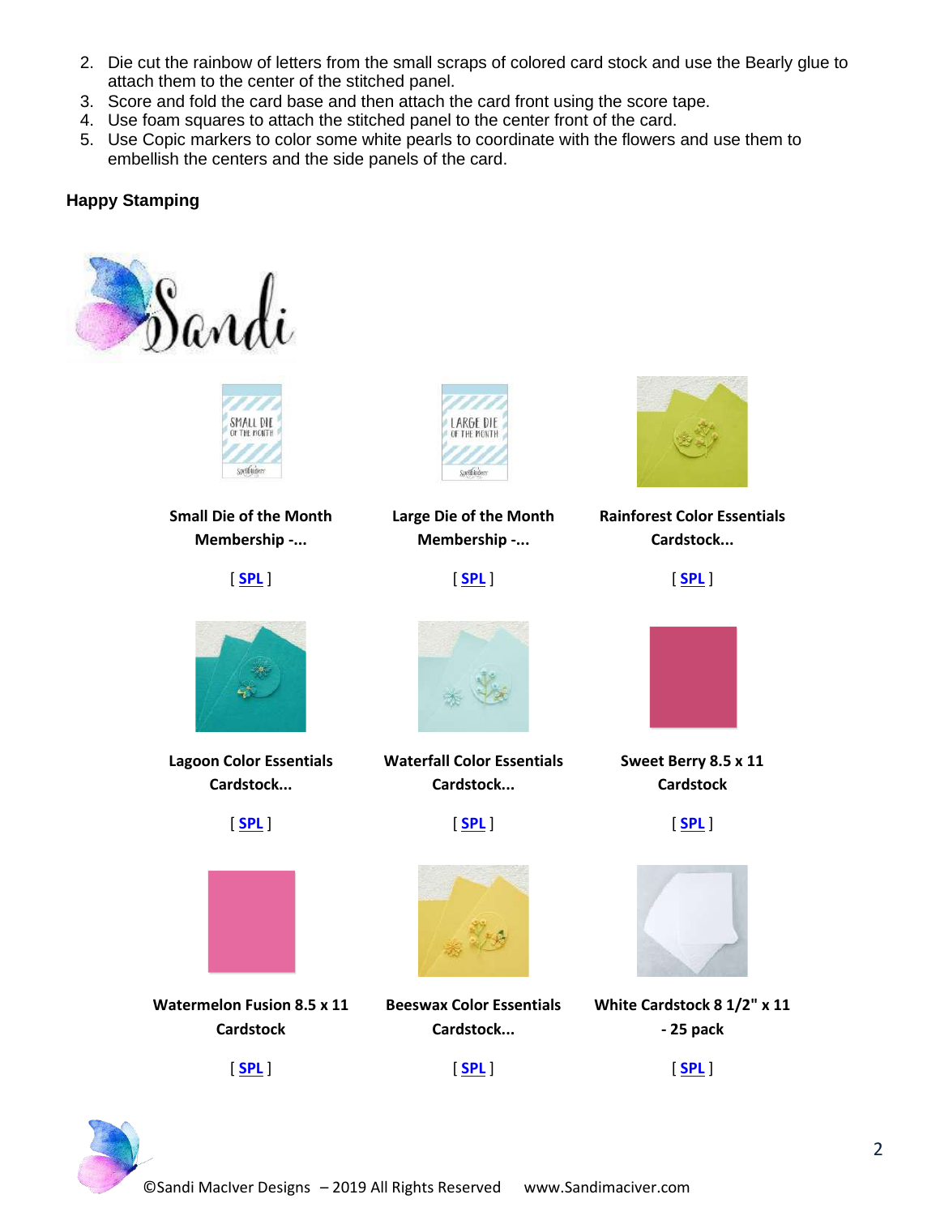2. Die cut the rainbow of letters from the small scraps of colored card stock and use the Bearly glue to attach them to the center of the stitched panel.
3. Score and fold the card base and then attach the card front using the score tape.
4. Use foam squares to attach the stitched panel to the center front of the card.
5. Use Copic markers to color some white pearls to coordinate with the flowers and use them to embellish the centers and the side panels of the card.

**Happy Stamping**

| | | |
|---|---|---|
| **Small Die of the Month Membership -...** [ SPL ] | **Large Die of the Month Membership -...** [ SPL ] | **Rainforest Color Essentials Cardstock...** [ SPL ] |
| **Lagoon Color Essentials Cardstock...** [ SPL ] | **Waterfall Color Essentials Cardstock...** [ SPL ] | **Sweet Berry 8.5 x 11 Cardstock** [ SPL ] |
| **Watermelon Fusion 8.5 x 11 Cardstock** [ SPL ] | **Beeswax Color Essentials Cardstock...** [ SPL ] | **White Cardstock 8 1/2" x 11 - 25 pack** [ SPL ] |

©Sandi MacIver Designs – 2019 All Rights Reserved www.Sandimaciver.com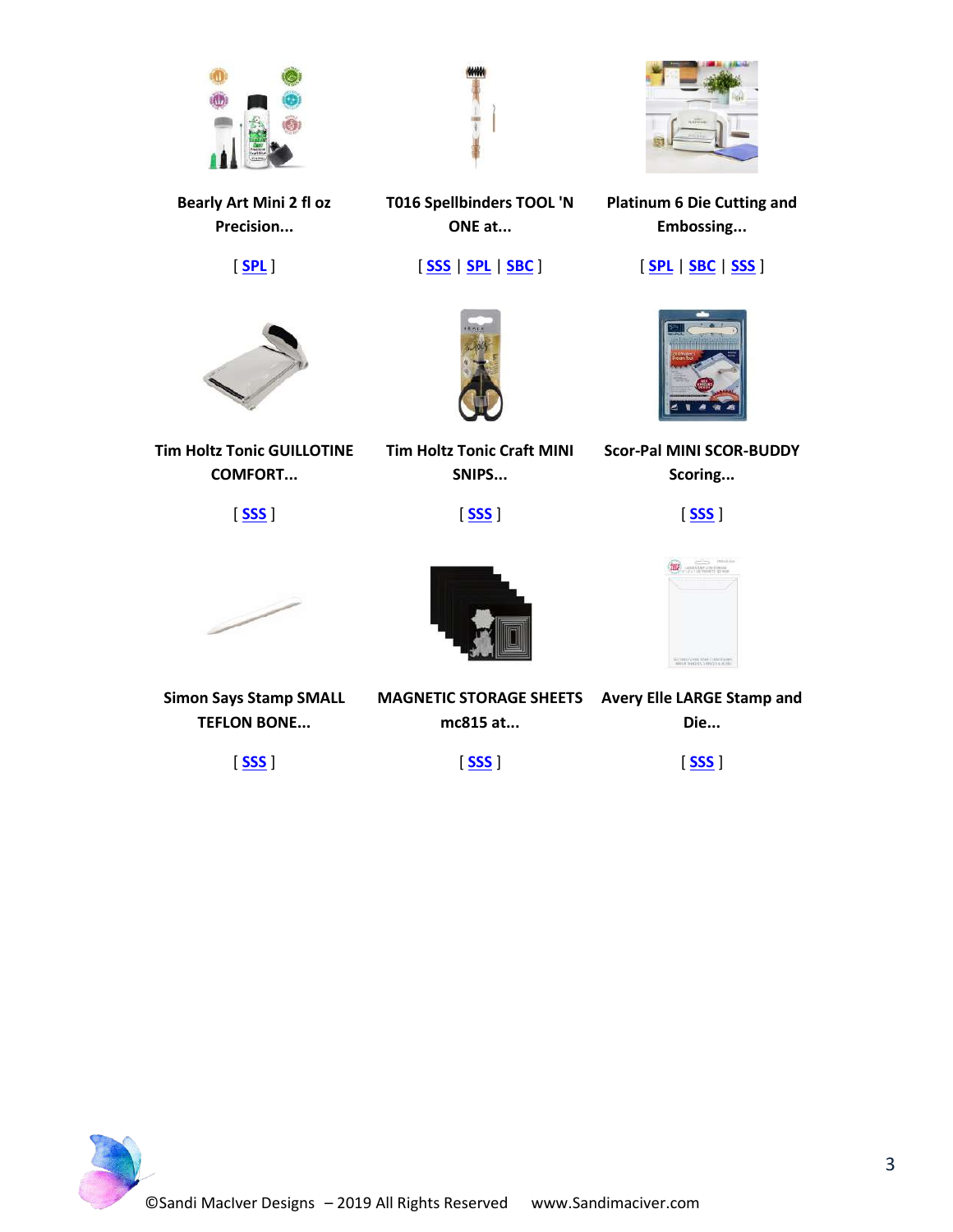**Bearly Art Mini 2 fl oz Precision...**

[ SPL ]

**T016 Spellbinders TOOL 'N ONE at...**

[ SSS | SPL | SBC ]

**Platinum 6 Die Cutting and Embossing...**

[ SPL | SBC | SSS ]

**Tim Holtz Tonic GUILLOTINE COMFORT...**

[ SSS ]

**Tim Holtz Tonic Craft MINI SNIPS...**

[ SSS ]

**Scor-Pal MINI SCOR-BUDDY Scoring...**

[ SSS ]

**Simon Says Stamp SMALL TEFLON BONE...**

[ SSS ]

**MAGNETIC STORAGE SHEETS mc815 at...**

[ SSS ]

**Avery Elle LARGE Stamp and Die...**

[ SSS ]

©Sandi MacIver Designs – 2019 All Rights Reserved www.Sandimaciver.com